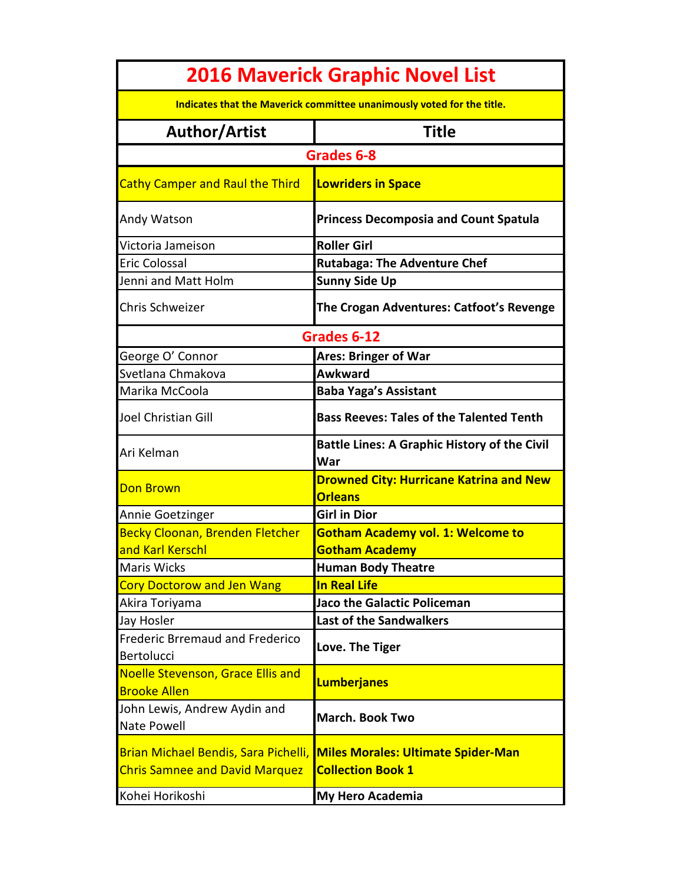# 2016 Maverick Graphic Novel List

Indicates that the Maverick committee unanimously voted for the title.

| Author/Artist | Title |
|---|---|
| **Grades 6-8** | |
| Cathy Camper and Raul the Third | **Lowriders in Space** |
| Andy Watson | **Princess Decomposia and Count Spatula** |
| Victoria Jameison | **Roller Girl** |
| Eric Colossal | **Rutabaga: The Adventure Chef** |
| Jenni and Matt Holm | **Sunny Side Up** |
| Chris Schweizer | **The Crogan Adventures: Catfoot's Revenge** |
| **Grades 6-12** | |
| George O' Connor | **Ares: Bringer of War** |
| Svetlana Chmakova | **Awkward** |
| Marika McCoola | **Baba Yaga's Assistant** |
| Joel Christian Gill | **Bass Reeves: Tales of the Talented Tenth** |
| Ari Kelman | **Battle Lines: A Graphic History of the Civil War** |
| Don Brown | **Drowned City: Hurricane Katrina and New Orleans** |
| Annie Goetzinger | **Girl in Dior** |
| Becky Cloonan, Brenden Fletcher and Karl Kerschl | **Gotham Academy vol. 1: Welcome to Gotham Academy** |
| Maris Wicks | **Human Body Theatre** |
| Cory Doctorow and Jen Wang | **In Real Life** |
| Akira Toriyama | **Jaco the Galactic Policeman** |
| Jay Hosler | **Last of the Sandwalkers** |
| Frederic Brremaud and Frederico Bertolucci | **Love. The Tiger** |
| Noelle Stevenson, Grace Ellis and Brooke Allen | **Lumberjanes** |
| John Lewis, Andrew Aydin and Nate Powell | **March. Book Two** |
| Brian Michael Bendis, Sara Pichelli, Chris Samnee and David Marquez | **Miles Morales: Ultimate Spider-Man Collection Book 1** |
| Kohei Horikoshi | **My Hero Academia** |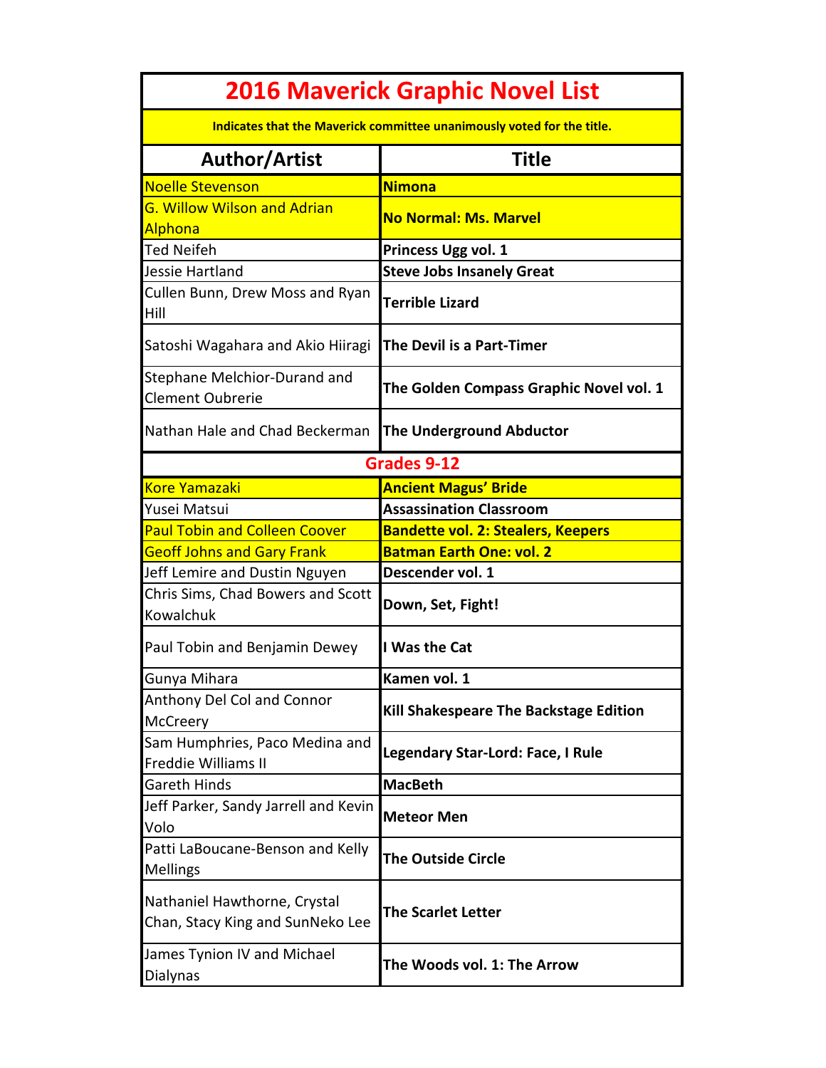# 2016 Maverick Graphic Novel List

Indicates that the Maverick committee unanimously voted for the title.

| Author/Artist | Title |
|---|---|
| Noelle Stevenson | **Nimona** |
| G. Willow Wilson and Adrian Alphona | **No Normal: Ms. Marvel** |
| Ted Neifeh | **Princess Ugg vol. 1** |
| Jessie Hartland | **Steve Jobs Insanely Great** |
| Cullen Bunn, Drew Moss and Ryan Hill | **Terrible Lizard** |
| Satoshi Wagahara and Akio Hiiragi | **The Devil is a Part-Timer** |
| Stephane Melchior-Durand and Clement Oubrerie | **The Golden Compass Graphic Novel vol. 1** |
| Nathan Hale and Chad Beckerman | **The Underground Abductor** |
| **Grades 9-12** | |
| Kore Yamazaki | **Ancient Magus' Bride** |
| Yusei Matsui | **Assassination Classroom** |
| Paul Tobin and Colleen Coover | **Bandette vol. 2: Stealers, Keepers** |
| Geoff Johns and Gary Frank | **Batman Earth One: vol. 2** |
| Jeff Lemire and Dustin Nguyen | **Descender vol. 1** |
| Chris Sims, Chad Bowers and Scott Kowalchuk | **Down, Set, Fight!** |
| Paul Tobin and Benjamin Dewey | **I Was the Cat** |
| Gunya Mihara | **Kamen vol. 1** |
| Anthony Del Col and Connor McCreery | **Kill Shakespeare The Backstage Edition** |
| Sam Humphries, Paco Medina and Freddie Williams II | **Legendary Star-Lord: Face, I Rule** |
| Gareth Hinds | **MacBeth** |
| Jeff Parker, Sandy Jarrell and Kevin Volo | **Meteor Men** |
| Patti LaBoucane-Benson and Kelly Mellings | **The Outside Circle** |
| Nathaniel Hawthorne, Crystal Chan, Stacy King and SunNeko Lee | **The Scarlet Letter** |
| James Tynion IV and Michael Dialynas | **The Woods vol. 1: The Arrow** |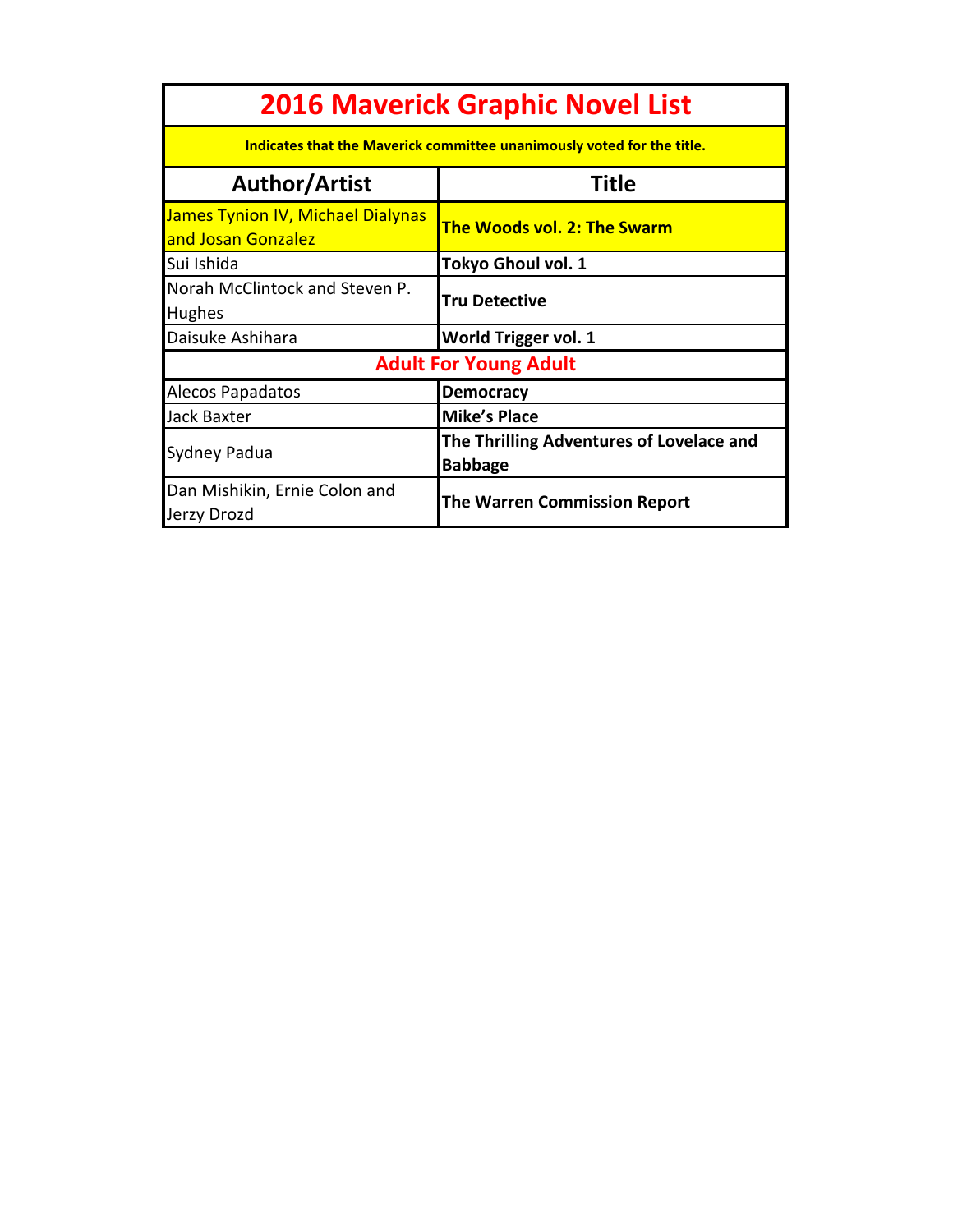# 2016 Maverick Graphic Novel List

**Indicates that the Maverick committee unanimously voted for the title.**

| Author/Artist | Title |
|---|---|
| James Tynion IV, Michael Dialynas and Josan Gonzalez | **The Woods vol. 2: The Swarm** |
| Sui Ishida | **Tokyo Ghoul vol. 1** |
| Norah McClintock and Steven P. Hughes | **Tru Detective** |
| Daisuke Ashihara | **World Trigger vol. 1** |
| **Adult For Young Adult** | |
| Alecos Papadatos | **Democracy** |
| Jack Baxter | **Mike's Place** |
| Sydney Padua | **The Thrilling Adventures of Lovelace and Babbage** |
| Dan Mishikin, Ernie Colon and Jerzy Drozd | **The Warren Commission Report** |